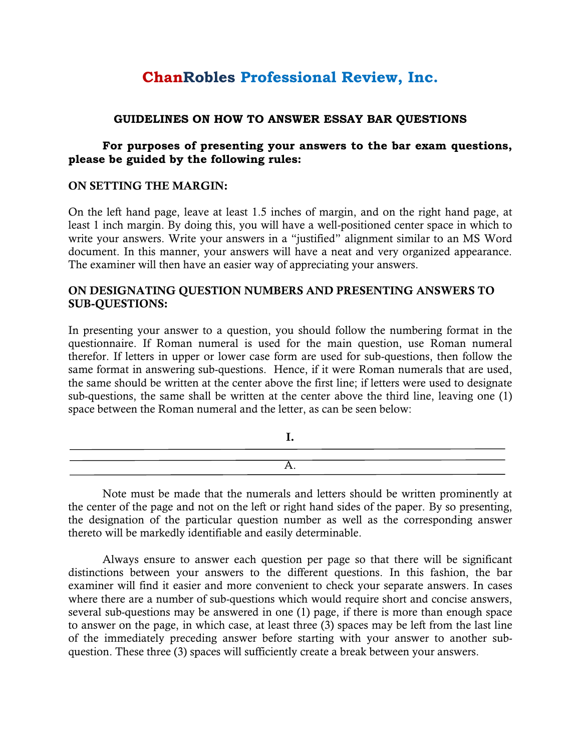# ChanRobles Professional Review, Inc.

## GUIDELINES ON HOW TO ANSWER ESSAY BAR QUESTIONS

**For purposes of presenting your answers to the bar exam questions, please be guided by the following rules:**

### ON SETTING THE MARGIN:

On the left hand page, leave at least 1.5 inches of margin, and on the right hand page, at least 1 inch margin. By doing this, you will have a well-positioned center space in which to write your answers. Write your answers in a "justified" alignment similar to an MS Word document. In this manner, your answers will have a neat and very organized appearance. The examiner will then have an easier way of appreciating your answers.

### ON DESIGNATING QUESTION NUMBERS AND PRESENTING ANSWERS TO SUB-QUESTIONS:

In presenting your answer to a question, you should follow the numbering format in the questionnaire. If Roman numeral is used for the main question, use Roman numeral therefor. If letters in upper or lower case form are used for sub-questions, then follow the same format in answering sub-questions. Hence, if it were Roman numerals that are used, the same should be written at the center above the first line; if letters were used to designate sub-questions, the same shall be written at the center above the third line, leaving one (1) space between the Roman numeral and the letter, as can be seen below:

**I.**

A.

Note must be made that the numerals and letters should be written prominently at the center of the page and not on the left or right hand sides of the paper. By so presenting, the designation of the particular question number as well as the corresponding answer thereto will be markedly identifiable and easily determinable.

Always ensure to answer each question per page so that there will be significant distinctions between your answers to the different questions. In this fashion, the bar examiner will find it easier and more convenient to check your separate answers. In cases where there are a number of sub-questions which would require short and concise answers, several sub-questions may be answered in one (1) page, if there is more than enough space to answer on the page, in which case, at least three (3) spaces may be left from the last line of the immediately preceding answer before starting with your answer to another sub-question. These three (3) spaces will sufficiently create a break between your answers.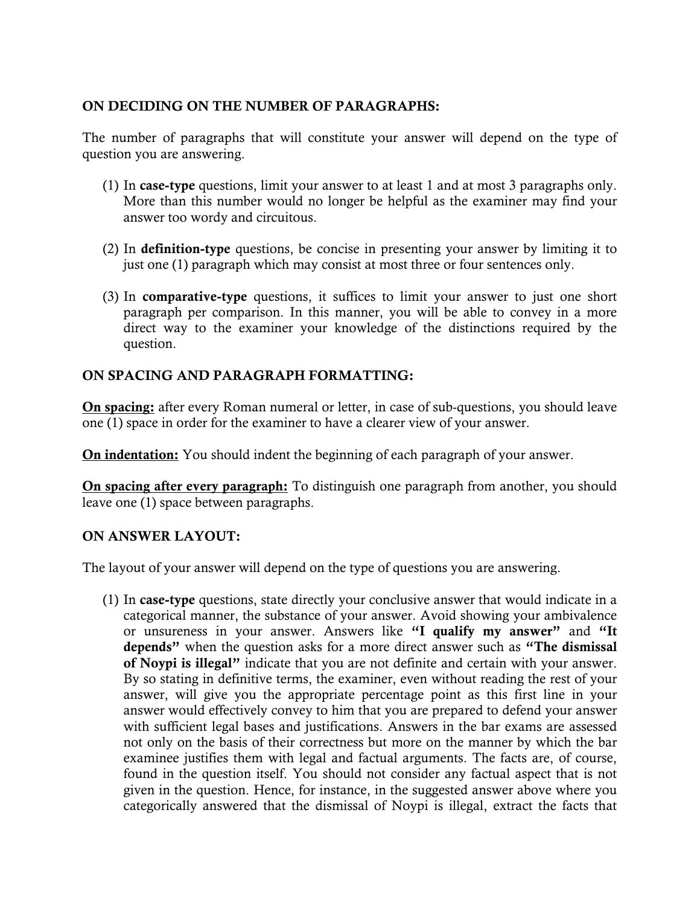**ON DECIDING ON THE NUMBER OF PARAGRAPHS:**

The number of paragraphs that will constitute your answer will depend on the type of question you are answering.

(1) In **case-type** questions, limit your answer to at least 1 and at most 3 paragraphs only. More than this number would no longer be helpful as the examiner may find your answer too wordy and circuitous.

(2) In **definition-type** questions, be concise in presenting your answer by limiting it to just one (1) paragraph which may consist at most three or four sentences only.

(3) In **comparative-type** questions, it suffices to limit your answer to just one short paragraph per comparison. In this manner, you will be able to convey in a more direct way to the examiner your knowledge of the distinctions required by the question.

**ON SPACING AND PARAGRAPH FORMATTING:**

**On spacing:** after every Roman numeral or letter, in case of sub-questions, you should leave one (1) space in order for the examiner to have a clearer view of your answer.

**On indentation:** You should indent the beginning of each paragraph of your answer.

**On spacing after every paragraph:** To distinguish one paragraph from another, you should leave one (1) space between paragraphs.

**ON ANSWER LAYOUT:**

The layout of your answer will depend on the type of questions you are answering.

(1) In **case-type** questions, state directly your conclusive answer that would indicate in a categorical manner, the substance of your answer. Avoid showing your ambivalence or unsureness in your answer. Answers like **"I qualify my answer"** and **"It depends"** when the question asks for a more direct answer such as **"The dismissal of Noypi is illegal"** indicate that you are not definite and certain with your answer. By so stating in definitive terms, the examiner, even without reading the rest of your answer, will give you the appropriate percentage point as this first line in your answer would effectively convey to him that you are prepared to defend your answer with sufficient legal bases and justifications. Answers in the bar exams are assessed not only on the basis of their correctness but more on the manner by which the bar examinee justifies them with legal and factual arguments. The facts are, of course, found in the question itself. You should not consider any factual aspect that is not given in the question. Hence, for instance, in the suggested answer above where you categorically answered that the dismissal of Noypi is illegal, extract the facts that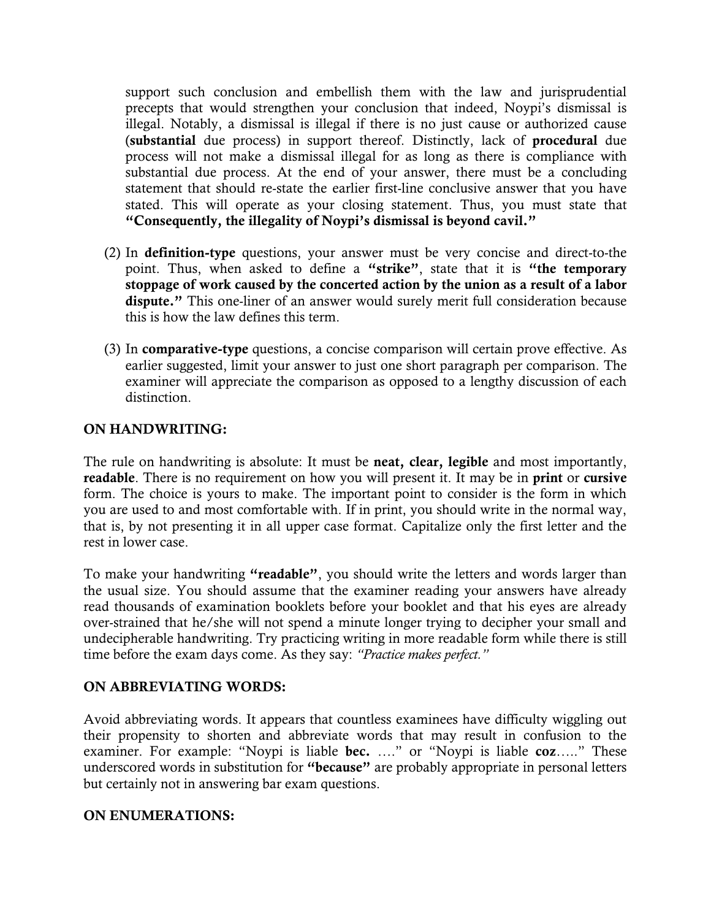support such conclusion and embellish them with the law and jurisprudential precepts that would strengthen your conclusion that indeed, Noypi's dismissal is illegal. Notably, a dismissal is illegal if there is no just cause or authorized cause (**substantial** due process) in support thereof. Distinctly, lack of **procedural** due process will not make a dismissal illegal for as long as there is compliance with substantial due process. At the end of your answer, there must be a concluding statement that should re-state the earlier first-line conclusive answer that you have stated. This will operate as your closing statement. Thus, you must state that **"Consequently, the illegality of Noypi's dismissal is beyond cavil."**

(2) In **definition-type** questions, your answer must be very concise and direct-to-the point. Thus, when asked to define a **"strike"**, state that it is **"the temporary stoppage of work caused by the concerted action by the union as a result of a labor dispute."** This one-liner of an answer would surely merit full consideration because this is how the law defines this term.

(3) In **comparative-type** questions, a concise comparison will certain prove effective. As earlier suggested, limit your answer to just one short paragraph per comparison. The examiner will appreciate the comparison as opposed to a lengthy discussion of each distinction.

**ON HANDWRITING:**

The rule on handwriting is absolute: It must be **neat, clear, legible** and most importantly, **readable**. There is no requirement on how you will present it. It may be in **print** or **cursive** form. The choice is yours to make. The important point to consider is the form in which you are used to and most comfortable with. If in print, you should write in the normal way, that is, by not presenting it in all upper case format. Capitalize only the first letter and the rest in lower case.

To make your handwriting **"readable"**, you should write the letters and words larger than the usual size. You should assume that the examiner reading your answers have already read thousands of examination booklets before your booklet and that his eyes are already over-strained that he/she will not spend a minute longer trying to decipher your small and undecipherable handwriting. Try practicing writing in more readable form while there is still time before the exam days come. As they say: *"Practice makes perfect."*

**ON ABBREVIATING WORDS:**

Avoid abbreviating words. It appears that countless examinees have difficulty wiggling out their propensity to shorten and abbreviate words that may result in confusion to the examiner. For example: "Noypi is liable **bec.** …." or "Noypi is liable **coz**….." These underscored words in substitution for **"because"** are probably appropriate in personal letters but certainly not in answering bar exam questions.

**ON ENUMERATIONS:**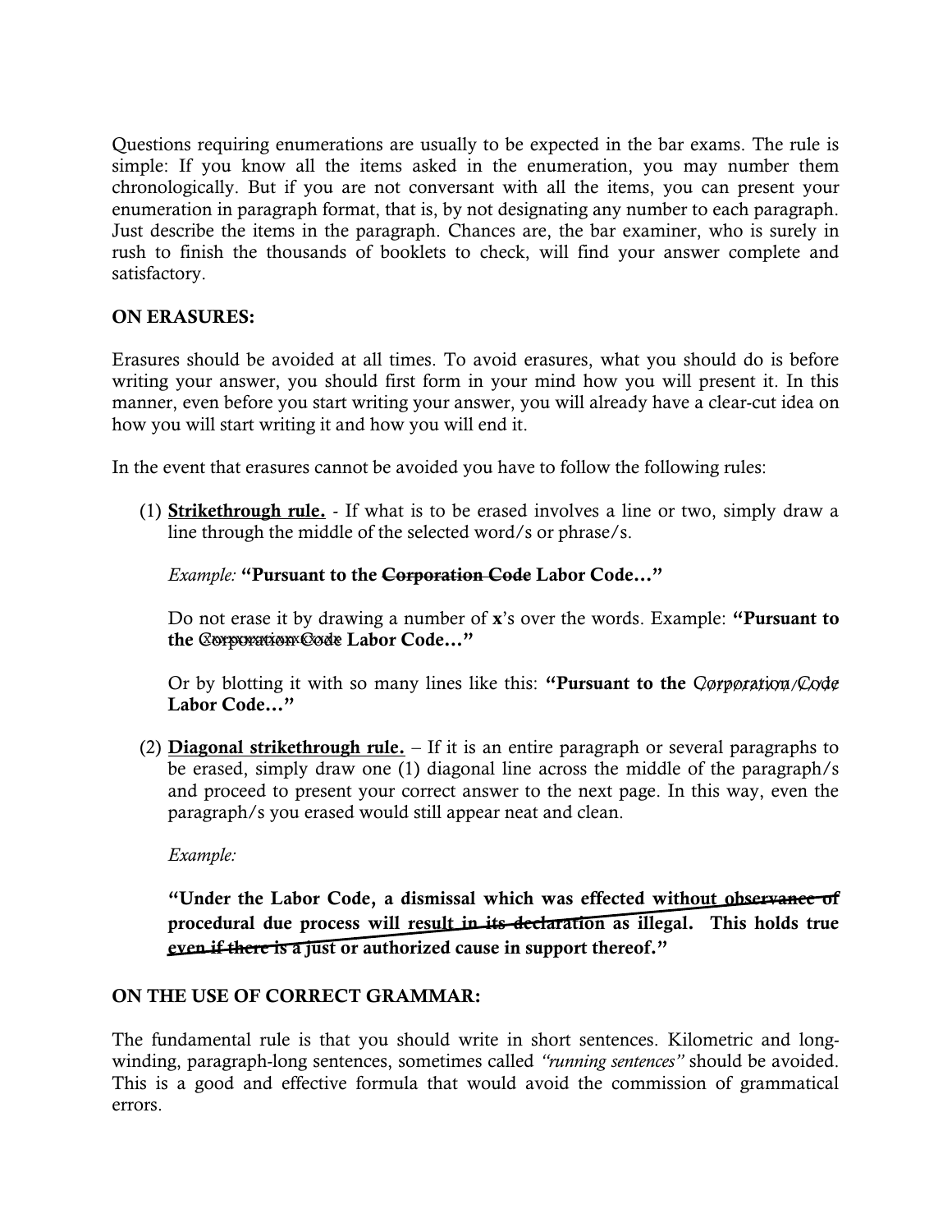Questions requiring enumerations are usually to be expected in the bar exams. The rule is simple: If you know all the items asked in the enumeration, you may number them chronologically. But if you are not conversant with all the items, you can present your enumeration in paragraph format, that is, by not designating any number to each paragraph. Just describe the items in the paragraph. Chances are, the bar examiner, who is surely in rush to finish the thousands of booklets to check, will find your answer complete and satisfactory.

**ON ERASURES:**

Erasures should be avoided at all times. To avoid erasures, what you should do is before writing your answer, you should first form in your mind how you will present it. In this manner, even before you start writing your answer, you will already have a clear-cut idea on how you will start writing it and how you will end it.

In the event that erasures cannot be avoided you have to follow the following rules:

(1) **Strikethrough rule.** - If what is to be erased involves a line or two, simply draw a line through the middle of the selected word/s or phrase/s.

    *Example:* **"Pursuant to the ~~Corporation Code~~ Labor Code…"**

    Do not erase it by drawing a number of **x**'s over the words. Example: **"Pursuant to the** Corporation Code **Labor Code…"**

    Or by blotting it with so many lines like this: **"Pursuant to the** *Corporation Code* **Labor Code…"**

(2) **Diagonal strikethrough rule.** – If it is an entire paragraph or several paragraphs to be erased, simply draw one (1) diagonal line across the middle of the paragraph/s and proceed to present your correct answer to the next page. In this way, even the paragraph/s you erased would still appear neat and clean.

    *Example:*

    **"Under the Labor Code, a dismissal which was effected without observance of procedural due process will result in its declaration as illegal. This holds true even if there is a just or authorized cause in support thereof."**

**ON THE USE OF CORRECT GRAMMAR:**

The fundamental rule is that you should write in short sentences. Kilometric and long-winding, paragraph-long sentences, sometimes called *"running sentences"* should be avoided. This is a good and effective formula that would avoid the commission of grammatical errors.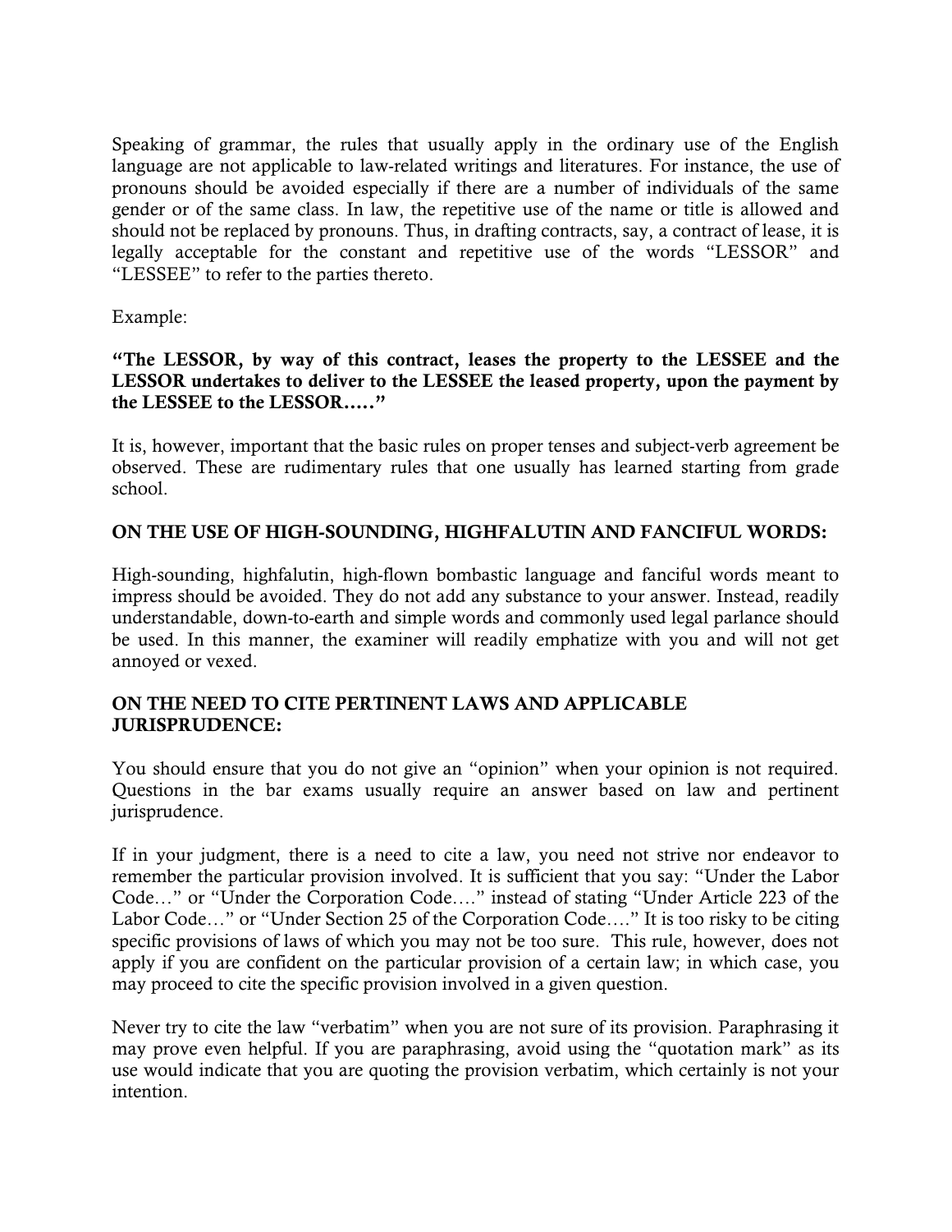Speaking of grammar, the rules that usually apply in the ordinary use of the English language are not applicable to law-related writings and literatures. For instance, the use of pronouns should be avoided especially if there are a number of individuals of the same gender or of the same class. In law, the repetitive use of the name or title is allowed and should not be replaced by pronouns. Thus, in drafting contracts, say, a contract of lease, it is legally acceptable for the constant and repetitive use of the words "LESSOR" and "LESSEE" to refer to the parties thereto.

Example:

**"The LESSOR, by way of this contract, leases the property to the LESSEE and the LESSOR undertakes to deliver to the LESSEE the leased property, upon the payment by the LESSEE to the LESSOR….."**

It is, however, important that the basic rules on proper tenses and subject-verb agreement be observed. These are rudimentary rules that one usually has learned starting from grade school.

**ON THE USE OF HIGH-SOUNDING, HIGHFALUTIN AND FANCIFUL WORDS:**

High-sounding, highfalutin, high-flown bombastic language and fanciful words meant to impress should be avoided. They do not add any substance to your answer. Instead, readily understandable, down-to-earth and simple words and commonly used legal parlance should be used. In this manner, the examiner will readily emphatize with you and will not get annoyed or vexed.

**ON THE NEED TO CITE PERTINENT LAWS AND APPLICABLE JURISPRUDENCE:**

You should ensure that you do not give an "opinion" when your opinion is not required. Questions in the bar exams usually require an answer based on law and pertinent jurisprudence.

If in your judgment, there is a need to cite a law, you need not strive nor endeavor to remember the particular provision involved. It is sufficient that you say: "Under the Labor Code…" or "Under the Corporation Code…." instead of stating "Under Article 223 of the Labor Code…" or "Under Section 25 of the Corporation Code…." It is too risky to be citing specific provisions of laws of which you may not be too sure. This rule, however, does not apply if you are confident on the particular provision of a certain law; in which case, you may proceed to cite the specific provision involved in a given question.

Never try to cite the law "verbatim" when you are not sure of its provision. Paraphrasing it may prove even helpful. If you are paraphrasing, avoid using the "quotation mark" as its use would indicate that you are quoting the provision verbatim, which certainly is not your intention.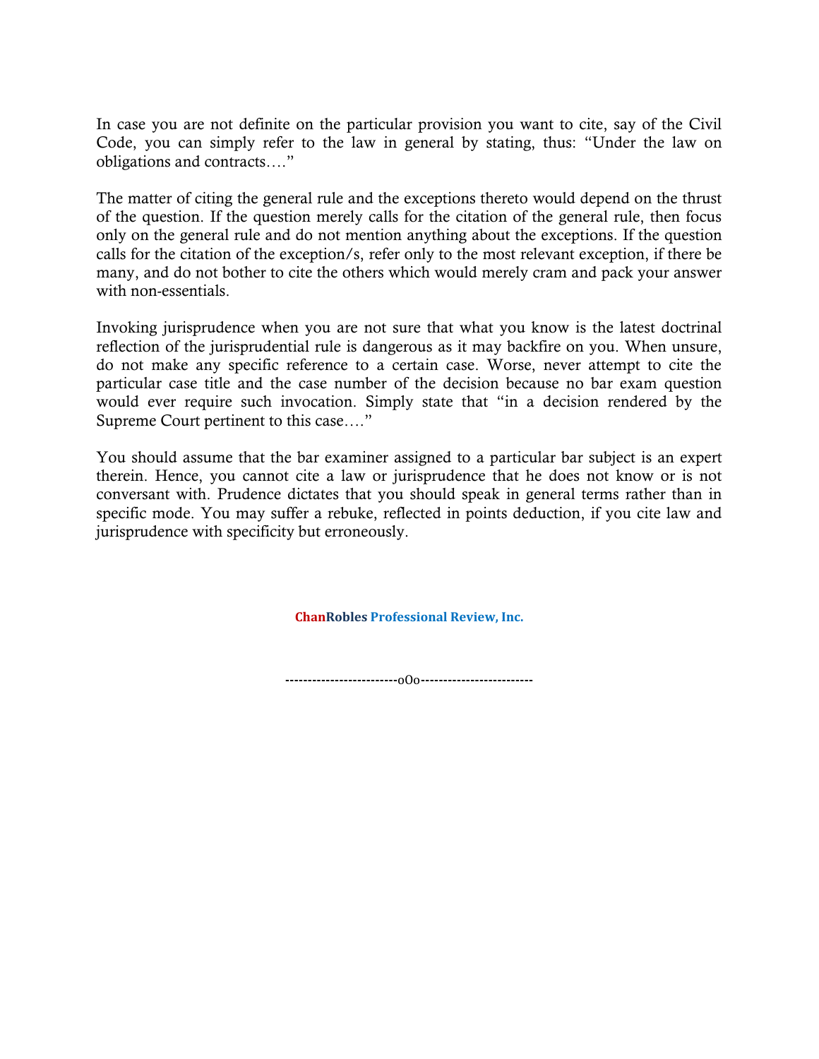In case you are not definite on the particular provision you want to cite, say of the Civil Code, you can simply refer to the law in general by stating, thus: "Under the law on obligations and contracts…."

The matter of citing the general rule and the exceptions thereto would depend on the thrust of the question. If the question merely calls for the citation of the general rule, then focus only on the general rule and do not mention anything about the exceptions. If the question calls for the citation of the exception/s, refer only to the most relevant exception, if there be many, and do not bother to cite the others which would merely cram and pack your answer with non-essentials.

Invoking jurisprudence when you are not sure that what you know is the latest doctrinal reflection of the jurisprudential rule is dangerous as it may backfire on you. When unsure, do not make any specific reference to a certain case. Worse, never attempt to cite the particular case title and the case number of the decision because no bar exam question would ever require such invocation. Simply state that "in a decision rendered by the Supreme Court pertinent to this case…."

You should assume that the bar examiner assigned to a particular bar subject is an expert therein. Hence, you cannot cite a law or jurisprudence that he does not know or is not conversant with. Prudence dictates that you should speak in general terms rather than in specific mode. You may suffer a rebuke, reflected in points deduction, if you cite law and jurisprudence with specificity but erroneously.

**ChanRobles Professional Review, Inc.**

------------------------oOo------------------------